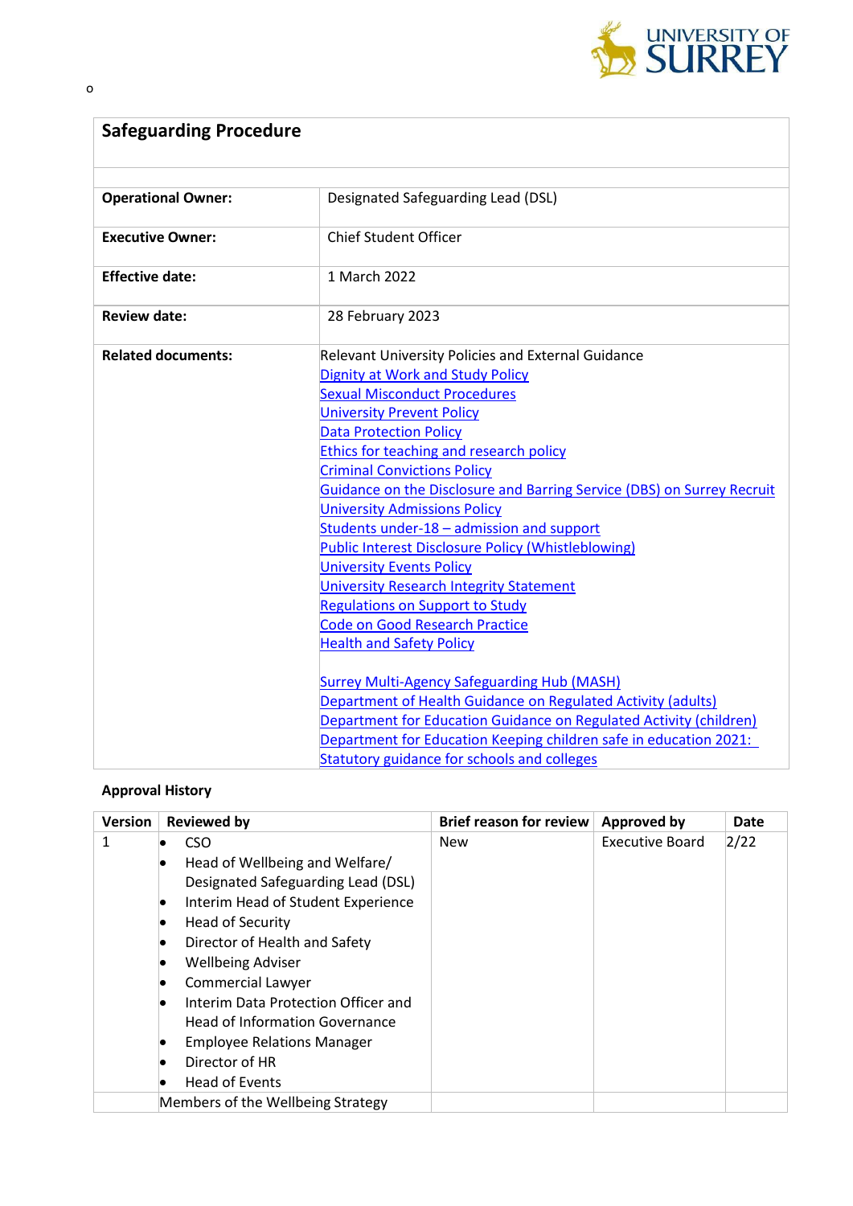o

# Safeguarding Procedure

| | |
|---|---|
| **Operational Owner:** | Designated Safeguarding Lead (DSL) |
| **Executive Owner:** | Chief Student Officer |
| **Effective date:** | 1 March 2022 |
| **Review date:** | 28 February 2023 |
| **Related documents:** | Relevant University Policies and External Guidance<br>Dignity at Work and Study Policy<br>Sexual Misconduct Procedures<br>University Prevent Policy<br>Data Protection Policy<br>Ethics for teaching and research policy<br>Criminal Convictions Policy<br>Guidance on the Disclosure and Barring Service (DBS) on Surrey Recruit<br>University Admissions Policy<br>Students under-18 – admission and support<br>Public Interest Disclosure Policy (Whistleblowing)<br>University Events Policy<br>University Research Integrity Statement<br>Regulations on Support to Study<br>Code on Good Research Practice<br>Health and Safety Policy<br><br>Surrey Multi-Agency Safeguarding Hub (MASH)<br>Department of Health Guidance on Regulated Activity (adults)<br>Department for Education Guidance on Regulated Activity (children)<br>Department for Education Keeping children safe in education 2021: Statutory guidance for schools and colleges |

**Approval History**

| Version | Reviewed by | Brief reason for review | Approved by | Date |
|---|---|---|---|---|
| 1 | • CSO<br>• Head of Wellbeing and Welfare/ Designated Safeguarding Lead (DSL)<br>• Interim Head of Student Experience<br>• Head of Security<br>• Director of Health and Safety<br>• Wellbeing Adviser<br>• Commercial Lawyer<br>• Interim Data Protection Officer and Head of Information Governance<br>• Employee Relations Manager<br>• Director of HR<br>• Head of Events | New | Executive Board | 2/22 |
| | Members of the Wellbeing Strategy | | | |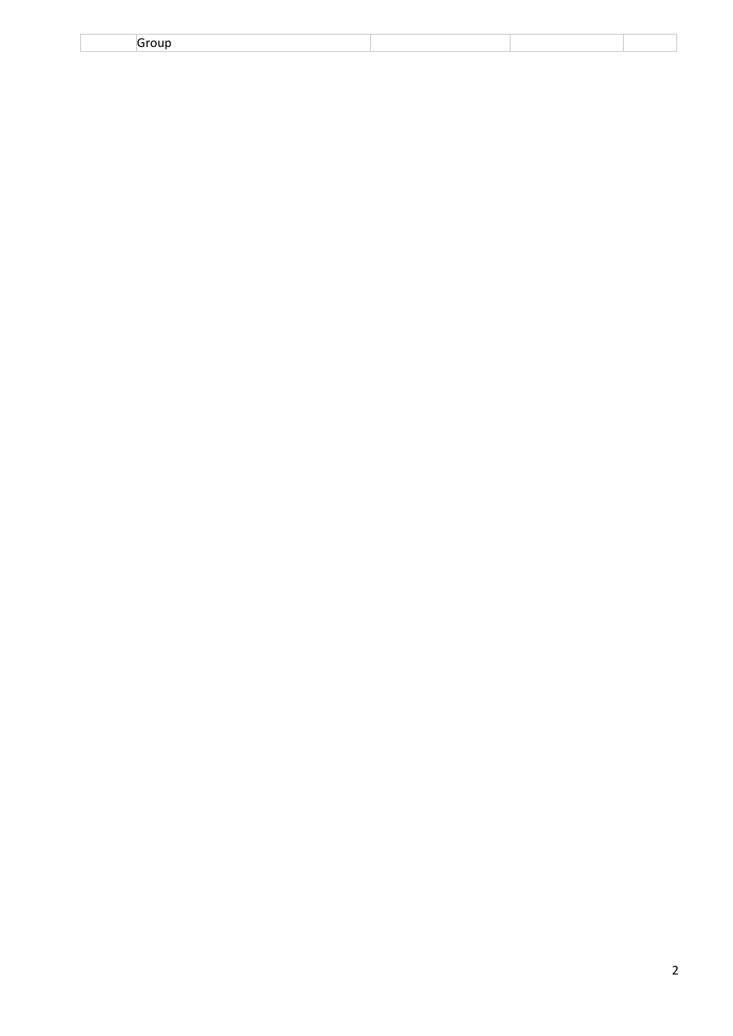|  | Group |  |  |  |
|---|---|---|---|---|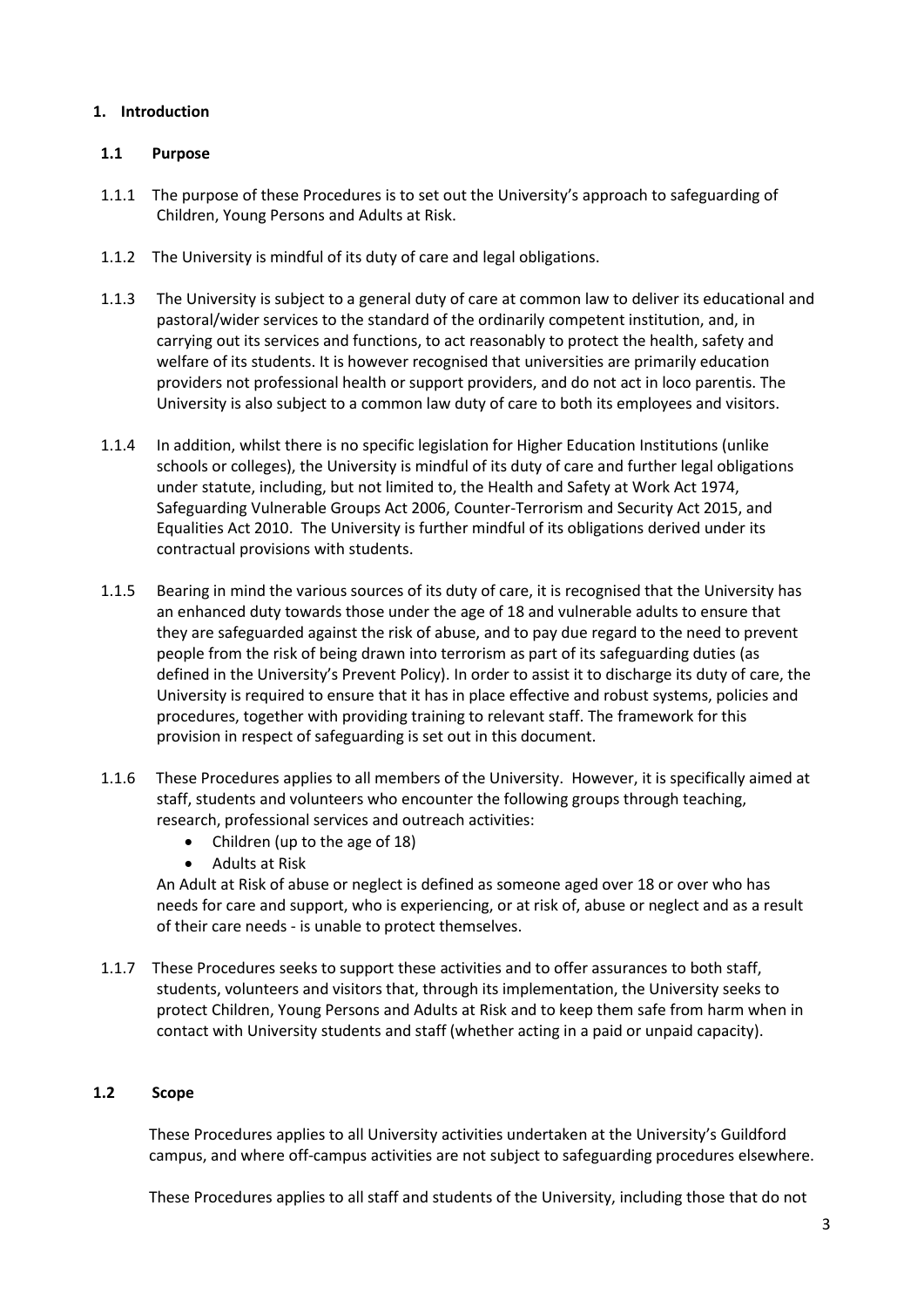## 1. Introduction

### 1.1 Purpose

1.1.1 The purpose of these Procedures is to set out the University's approach to safeguarding of Children, Young Persons and Adults at Risk.

1.1.2 The University is mindful of its duty of care and legal obligations.

1.1.3 The University is subject to a general duty of care at common law to deliver its educational and pastoral/wider services to the standard of the ordinarily competent institution, and, in carrying out its services and functions, to act reasonably to protect the health, safety and welfare of its students. It is however recognised that universities are primarily education providers not professional health or support providers, and do not act in loco parentis. The University is also subject to a common law duty of care to both its employees and visitors.

1.1.4 In addition, whilst there is no specific legislation for Higher Education Institutions (unlike schools or colleges), the University is mindful of its duty of care and further legal obligations under statute, including, but not limited to, the Health and Safety at Work Act 1974, Safeguarding Vulnerable Groups Act 2006, Counter-Terrorism and Security Act 2015, and Equalities Act 2010. The University is further mindful of its obligations derived under its contractual provisions with students.

1.1.5 Bearing in mind the various sources of its duty of care, it is recognised that the University has an enhanced duty towards those under the age of 18 and vulnerable adults to ensure that they are safeguarded against the risk of abuse, and to pay due regard to the need to prevent people from the risk of being drawn into terrorism as part of its safeguarding duties (as defined in the University's Prevent Policy). In order to assist it to discharge its duty of care, the University is required to ensure that it has in place effective and robust systems, policies and procedures, together with providing training to relevant staff. The framework for this provision in respect of safeguarding is set out in this document.

1.1.6 These Procedures applies to all members of the University. However, it is specifically aimed at staff, students and volunteers who encounter the following groups through teaching, research, professional services and outreach activities:

- Children (up to the age of 18)
- Adults at Risk

An Adult at Risk of abuse or neglect is defined as someone aged over 18 or over who has needs for care and support, who is experiencing, or at risk of, abuse or neglect and as a result of their care needs - is unable to protect themselves.

1.1.7 These Procedures seeks to support these activities and to offer assurances to both staff, students, volunteers and visitors that, through its implementation, the University seeks to protect Children, Young Persons and Adults at Risk and to keep them safe from harm when in contact with University students and staff (whether acting in a paid or unpaid capacity).

### 1.2 Scope

These Procedures applies to all University activities undertaken at the University's Guildford campus, and where off-campus activities are not subject to safeguarding procedures elsewhere.

These Procedures applies to all staff and students of the University, including those that do not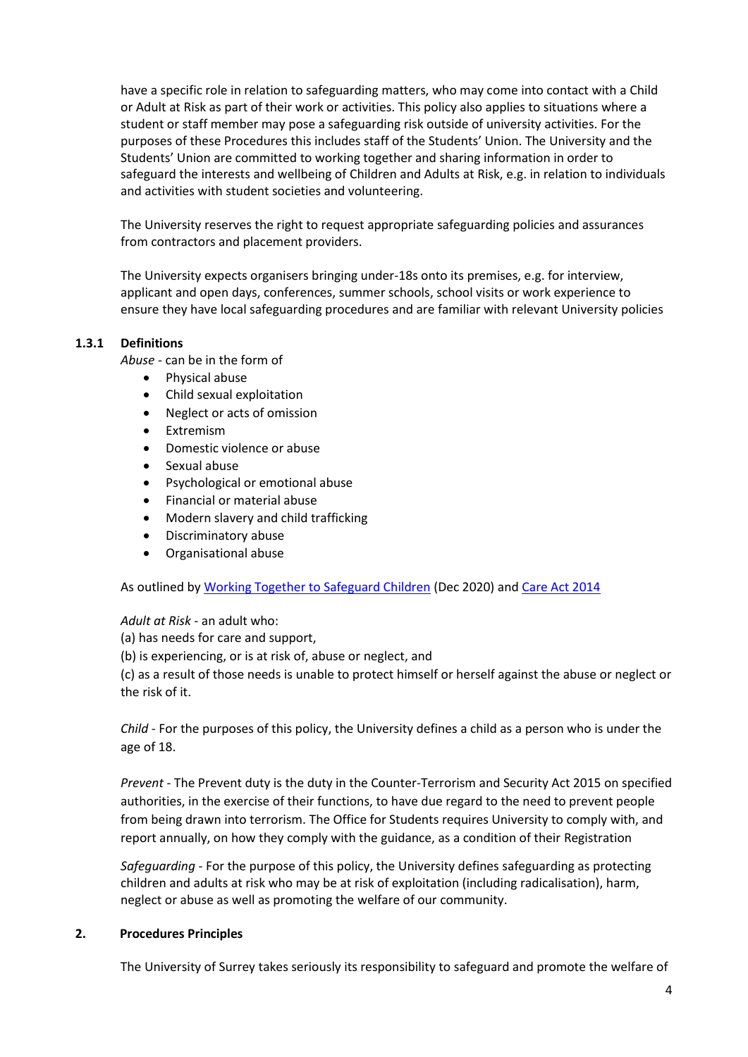have a specific role in relation to safeguarding matters, who may come into contact with a Child or Adult at Risk as part of their work or activities. This policy also applies to situations where a student or staff member may pose a safeguarding risk outside of university activities. For the purposes of these Procedures this includes staff of the Students' Union. The University and the Students' Union are committed to working together and sharing information in order to safeguard the interests and wellbeing of Children and Adults at Risk, e.g. in relation to individuals and activities with student societies and volunteering.

The University reserves the right to request appropriate safeguarding policies and assurances from contractors and placement providers.

The University expects organisers bringing under-18s onto its premises, e.g. for interview, applicant and open days, conferences, summer schools, school visits or work experience to ensure they have local safeguarding procedures and are familiar with relevant University policies

#### 1.3.1 Definitions

*Abuse* - can be in the form of

- Physical abuse
- Child sexual exploitation
- Neglect or acts of omission
- Extremism
- Domestic violence or abuse
- Sexual abuse
- Psychological or emotional abuse
- Financial or material abuse
- Modern slavery and child trafficking
- Discriminatory abuse
- Organisational abuse

As outlined by [Working Together to Safeguard Children](#) (Dec 2020) and [Care Act 2014](#)

*Adult at Risk* - an adult who:

(a) has needs for care and support,

(b) is experiencing, or is at risk of, abuse or neglect, and

(c) as a result of those needs is unable to protect himself or herself against the abuse or neglect or the risk of it.

*Child* - For the purposes of this policy, the University defines a child as a person who is under the age of 18.

*Prevent* - The Prevent duty is the duty in the Counter-Terrorism and Security Act 2015 on specified authorities, in the exercise of their functions, to have due regard to the need to prevent people from being drawn into terrorism. The Office for Students requires University to comply with, and report annually, on how they comply with the guidance, as a condition of their Registration

*Safeguarding* - For the purpose of this policy, the University defines safeguarding as protecting children and adults at risk who may be at risk of exploitation (including radicalisation), harm, neglect or abuse as well as promoting the welfare of our community.

## 2. Procedures Principles

The University of Surrey takes seriously its responsibility to safeguard and promote the welfare of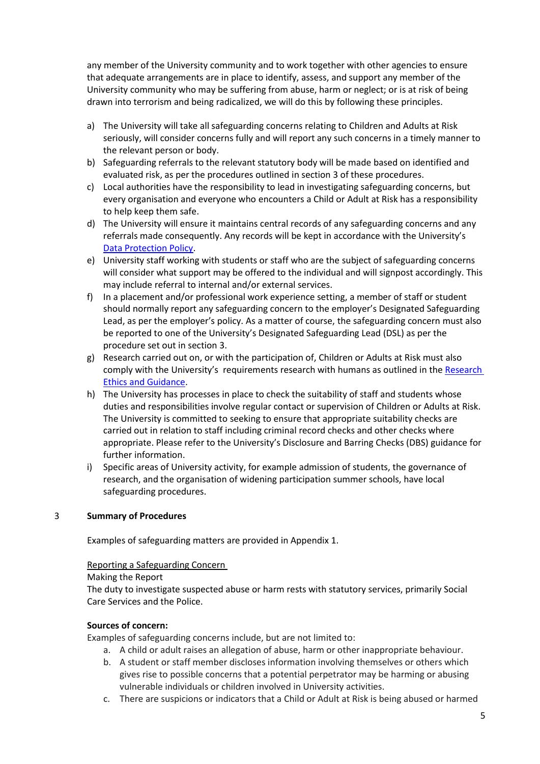any member of the University community and to work together with other agencies to ensure that adequate arrangements are in place to identify, assess, and support any member of the University community who may be suffering from abuse, harm or neglect; or is at risk of being drawn into terrorism and being radicalized, we will do this by following these principles.

a) The University will take all safeguarding concerns relating to Children and Adults at Risk seriously, will consider concerns fully and will report any such concerns in a timely manner to the relevant person or body.
b) Safeguarding referrals to the relevant statutory body will be made based on identified and evaluated risk, as per the procedures outlined in section 3 of these procedures.
c) Local authorities have the responsibility to lead in investigating safeguarding concerns, but every organisation and everyone who encounters a Child or Adult at Risk has a responsibility to help keep them safe.
d) The University will ensure it maintains central records of any safeguarding concerns and any referrals made consequently. Any records will be kept in accordance with the University's Data Protection Policy.
e) University staff working with students or staff who are the subject of safeguarding concerns will consider what support may be offered to the individual and will signpost accordingly. This may include referral to internal and/or external services.
f) In a placement and/or professional work experience setting, a member of staff or student should normally report any safeguarding concern to the employer's Designated Safeguarding Lead, as per the employer's policy. As a matter of course, the safeguarding concern must also be reported to one of the University's Designated Safeguarding Lead (DSL) as per the procedure set out in section 3.
g) Research carried out on, or with the participation of, Children or Adults at Risk must also comply with the University's requirements research with humans as outlined in the Research Ethics and Guidance.
h) The University has processes in place to check the suitability of staff and students whose duties and responsibilities involve regular contact or supervision of Children or Adults at Risk. The University is committed to seeking to ensure that appropriate suitability checks are carried out in relation to staff including criminal record checks and other checks where appropriate. Please refer to the University's Disclosure and Barring Checks (DBS) guidance for further information.
i) Specific areas of University activity, for example admission of students, the governance of research, and the organisation of widening participation summer schools, have local safeguarding procedures.

## 3 Summary of Procedures

Examples of safeguarding matters are provided in Appendix 1.

Reporting a Safeguarding Concern

Making the Report

The duty to investigate suspected abuse or harm rests with statutory services, primarily Social Care Services and the Police.

**Sources of concern:**

Examples of safeguarding concerns include, but are not limited to:

a. A child or adult raises an allegation of abuse, harm or other inappropriate behaviour.
b. A student or staff member discloses information involving themselves or others which gives rise to possible concerns that a potential perpetrator may be harming or abusing vulnerable individuals or children involved in University activities.
c. There are suspicions or indicators that a Child or Adult at Risk is being abused or harmed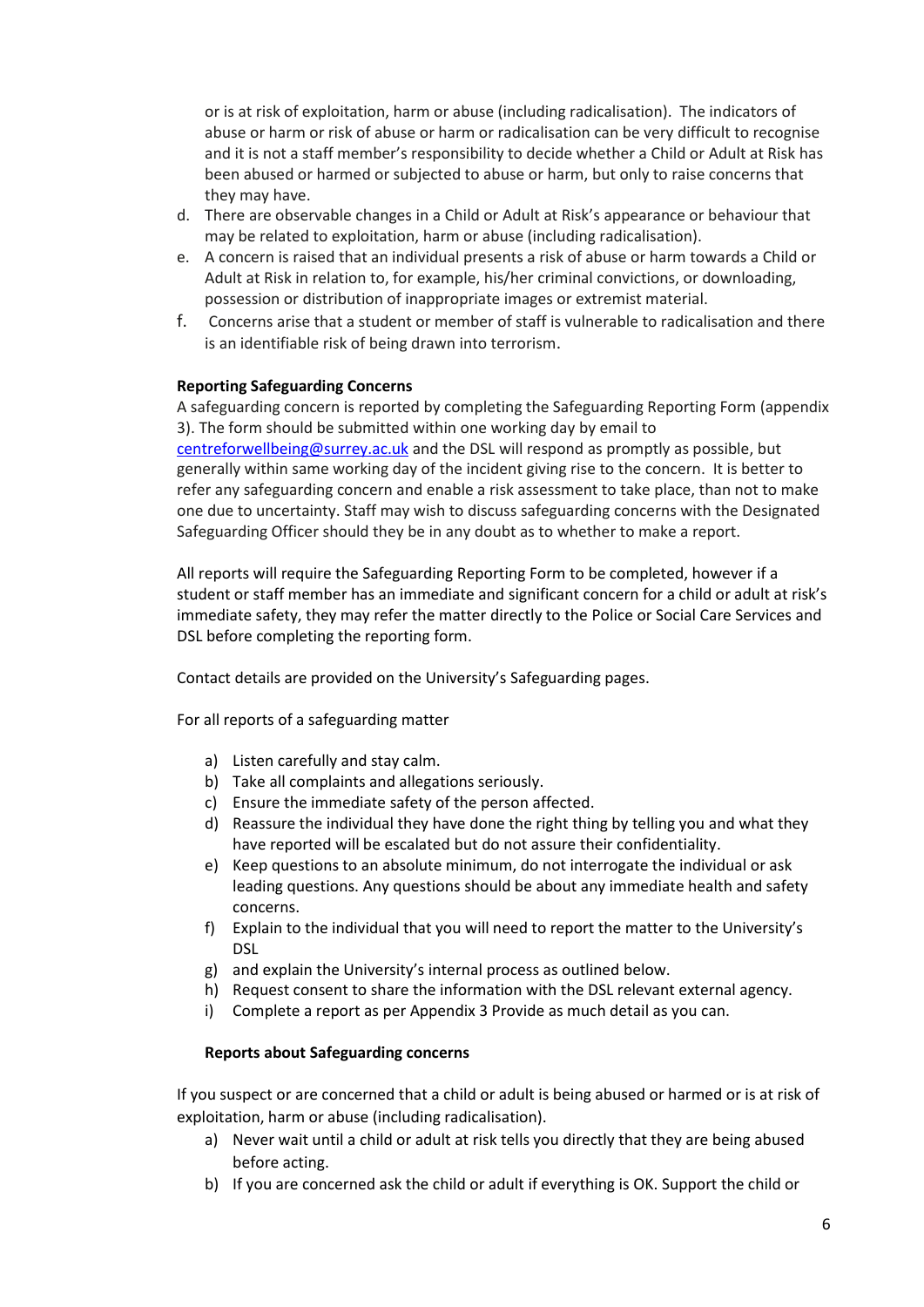or is at risk of exploitation, harm or abuse (including radicalisation). The indicators of abuse or harm or risk of abuse or harm or radicalisation can be very difficult to recognise and it is not a staff member's responsibility to decide whether a Child or Adult at Risk has been abused or harmed or subjected to abuse or harm, but only to raise concerns that they may have.

d. There are observable changes in a Child or Adult at Risk's appearance or behaviour that may be related to exploitation, harm or abuse (including radicalisation).
e. A concern is raised that an individual presents a risk of abuse or harm towards a Child or Adult at Risk in relation to, for example, his/her criminal convictions, or downloading, possession or distribution of inappropriate images or extremist material.
f. Concerns arise that a student or member of staff is vulnerable to radicalisation and there is an identifiable risk of being drawn into terrorism.

**Reporting Safeguarding Concerns**

A safeguarding concern is reported by completing the Safeguarding Reporting Form (appendix 3). The form should be submitted within one working day by email to [centreforwellbeing@surrey.ac.uk](mailto:centreforwellbeing@surrey.ac.uk) and the DSL will respond as promptly as possible, but generally within same working day of the incident giving rise to the concern. It is better to refer any safeguarding concern and enable a risk assessment to take place, than not to make one due to uncertainty. Staff may wish to discuss safeguarding concerns with the Designated Safeguarding Officer should they be in any doubt as to whether to make a report.

All reports will require the Safeguarding Reporting Form to be completed, however if a student or staff member has an immediate and significant concern for a child or adult at risk's immediate safety, they may refer the matter directly to the Police or Social Care Services and DSL before completing the reporting form.

Contact details are provided on the University's Safeguarding pages.

For all reports of a safeguarding matter

a) Listen carefully and stay calm.
b) Take all complaints and allegations seriously.
c) Ensure the immediate safety of the person affected.
d) Reassure the individual they have done the right thing by telling you and what they have reported will be escalated but do not assure their confidentiality.
e) Keep questions to an absolute minimum, do not interrogate the individual or ask leading questions. Any questions should be about any immediate health and safety concerns.
f) Explain to the individual that you will need to report the matter to the University's DSL
g) and explain the University's internal process as outlined below.
h) Request consent to share the information with the DSL relevant external agency.
i) Complete a report as per Appendix 3 Provide as much detail as you can.

**Reports about Safeguarding concerns**

If you suspect or are concerned that a child or adult is being abused or harmed or is at risk of exploitation, harm or abuse (including radicalisation).

a) Never wait until a child or adult at risk tells you directly that they are being abused before acting.
b) If you are concerned ask the child or adult if everything is OK. Support the child or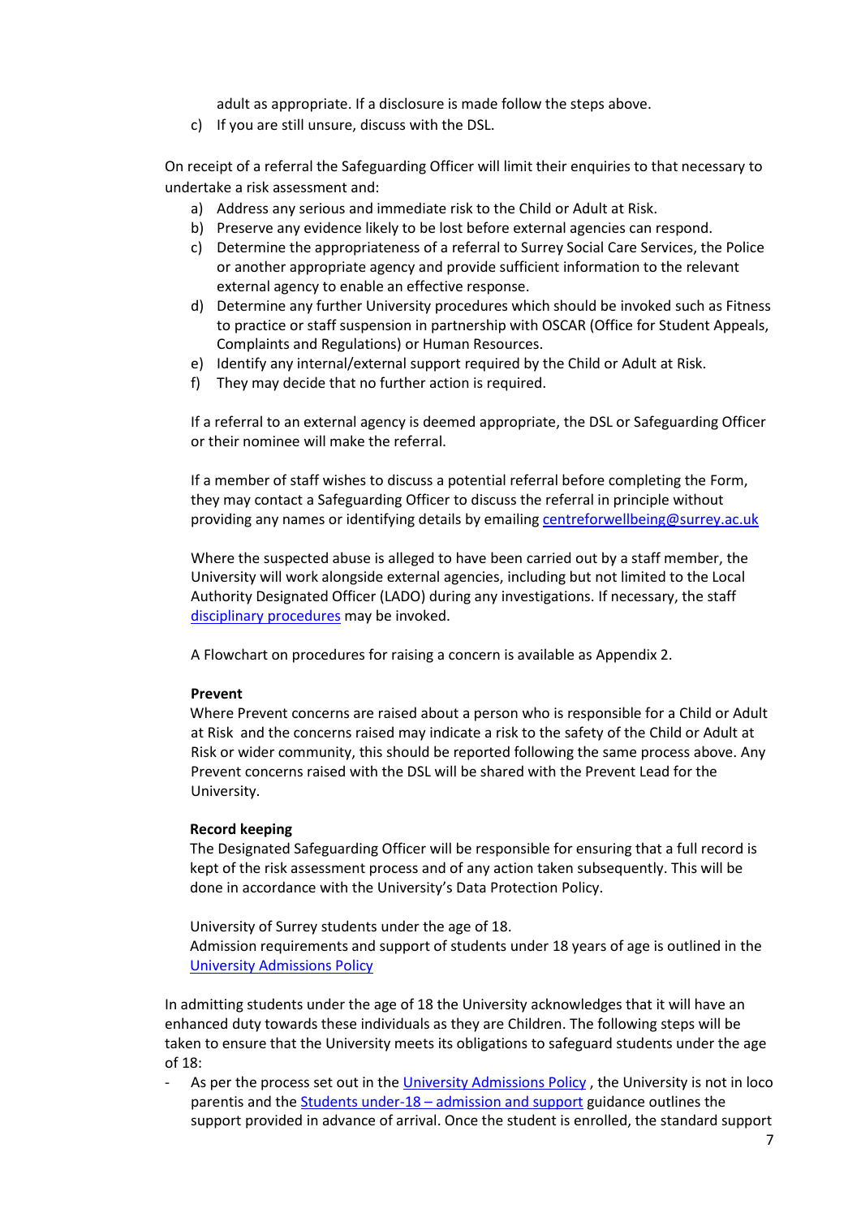adult as appropriate. If a disclosure is made follow the steps above.

c) If you are still unsure, discuss with the DSL.

On receipt of a referral the Safeguarding Officer will limit their enquiries to that necessary to undertake a risk assessment and:

a) Address any serious and immediate risk to the Child or Adult at Risk.
b) Preserve any evidence likely to be lost before external agencies can respond.
c) Determine the appropriateness of a referral to Surrey Social Care Services, the Police or another appropriate agency and provide sufficient information to the relevant external agency to enable an effective response.
d) Determine any further University procedures which should be invoked such as Fitness to practice or staff suspension in partnership with OSCAR (Office for Student Appeals, Complaints and Regulations) or Human Resources.
e) Identify any internal/external support required by the Child or Adult at Risk.
f) They may decide that no further action is required.

If a referral to an external agency is deemed appropriate, the DSL or Safeguarding Officer or their nominee will make the referral.

If a member of staff wishes to discuss a potential referral before completing the Form, they may contact a Safeguarding Officer to discuss the referral in principle without providing any names or identifying details by emailing centreforwellbeing@surrey.ac.uk

Where the suspected abuse is alleged to have been carried out by a staff member, the University will work alongside external agencies, including but not limited to the Local Authority Designated Officer (LADO) during any investigations. If necessary, the staff disciplinary procedures may be invoked.

A Flowchart on procedures for raising a concern is available as Appendix 2.

**Prevent**

Where Prevent concerns are raised about a person who is responsible for a Child or Adult at Risk and the concerns raised may indicate a risk to the safety of the Child or Adult at Risk or wider community, this should be reported following the same process above. Any Prevent concerns raised with the DSL will be shared with the Prevent Lead for the University.

**Record keeping**

The Designated Safeguarding Officer will be responsible for ensuring that a full record is kept of the risk assessment process and of any action taken subsequently. This will be done in accordance with the University's Data Protection Policy.

University of Surrey students under the age of 18.
Admission requirements and support of students under 18 years of age is outlined in the University Admissions Policy

In admitting students under the age of 18 the University acknowledges that it will have an enhanced duty towards these individuals as they are Children. The following steps will be taken to ensure that the University meets its obligations to safeguard students under the age of 18:

- As per the process set out in the University Admissions Policy , the University is not in loco parentis and the Students under-18 – admission and support guidance outlines the support provided in advance of arrival. Once the student is enrolled, the standard support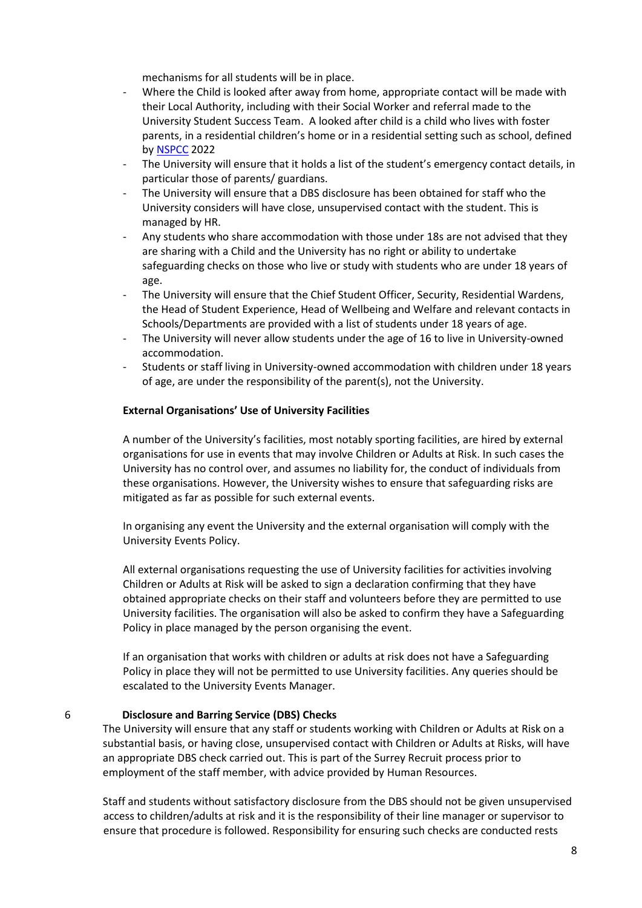mechanisms for all students will be in place.

- Where the Child is looked after away from home, appropriate contact will be made with their Local Authority, including with their Social Worker and referral made to the University Student Success Team. A looked after child is a child who lives with foster parents, in a residential children's home or in a residential setting such as school, defined by [NSPCC](NSPCC) 2022
- The University will ensure that it holds a list of the student's emergency contact details, in particular those of parents/ guardians.
- The University will ensure that a DBS disclosure has been obtained for staff who the University considers will have close, unsupervised contact with the student. This is managed by HR.
- Any students who share accommodation with those under 18s are not advised that they are sharing with a Child and the University has no right or ability to undertake safeguarding checks on those who live or study with students who are under 18 years of age.
- The University will ensure that the Chief Student Officer, Security, Residential Wardens, the Head of Student Experience, Head of Wellbeing and Welfare and relevant contacts in Schools/Departments are provided with a list of students under 18 years of age.
- The University will never allow students under the age of 16 to live in University-owned accommodation.
- Students or staff living in University-owned accommodation with children under 18 years of age, are under the responsibility of the parent(s), not the University.

**External Organisations' Use of University Facilities**

A number of the University's facilities, most notably sporting facilities, are hired by external organisations for use in events that may involve Children or Adults at Risk. In such cases the University has no control over, and assumes no liability for, the conduct of individuals from these organisations. However, the University wishes to ensure that safeguarding risks are mitigated as far as possible for such external events.

In organising any event the University and the external organisation will comply with the University Events Policy.

All external organisations requesting the use of University facilities for activities involving Children or Adults at Risk will be asked to sign a declaration confirming that they have obtained appropriate checks on their staff and volunteers before they are permitted to use University facilities. The organisation will also be asked to confirm they have a Safeguarding Policy in place managed by the person organising the event.

If an organisation that works with children or adults at risk does not have a Safeguarding Policy in place they will not be permitted to use University facilities. Any queries should be escalated to the University Events Manager.

## 6 Disclosure and Barring Service (DBS) Checks

The University will ensure that any staff or students working with Children or Adults at Risk on a substantial basis, or having close, unsupervised contact with Children or Adults at Risks, will have an appropriate DBS check carried out. This is part of the Surrey Recruit process prior to employment of the staff member, with advice provided by Human Resources.

Staff and students without satisfactory disclosure from the DBS should not be given unsupervised access to children/adults at risk and it is the responsibility of their line manager or supervisor to ensure that procedure is followed. Responsibility for ensuring such checks are conducted rests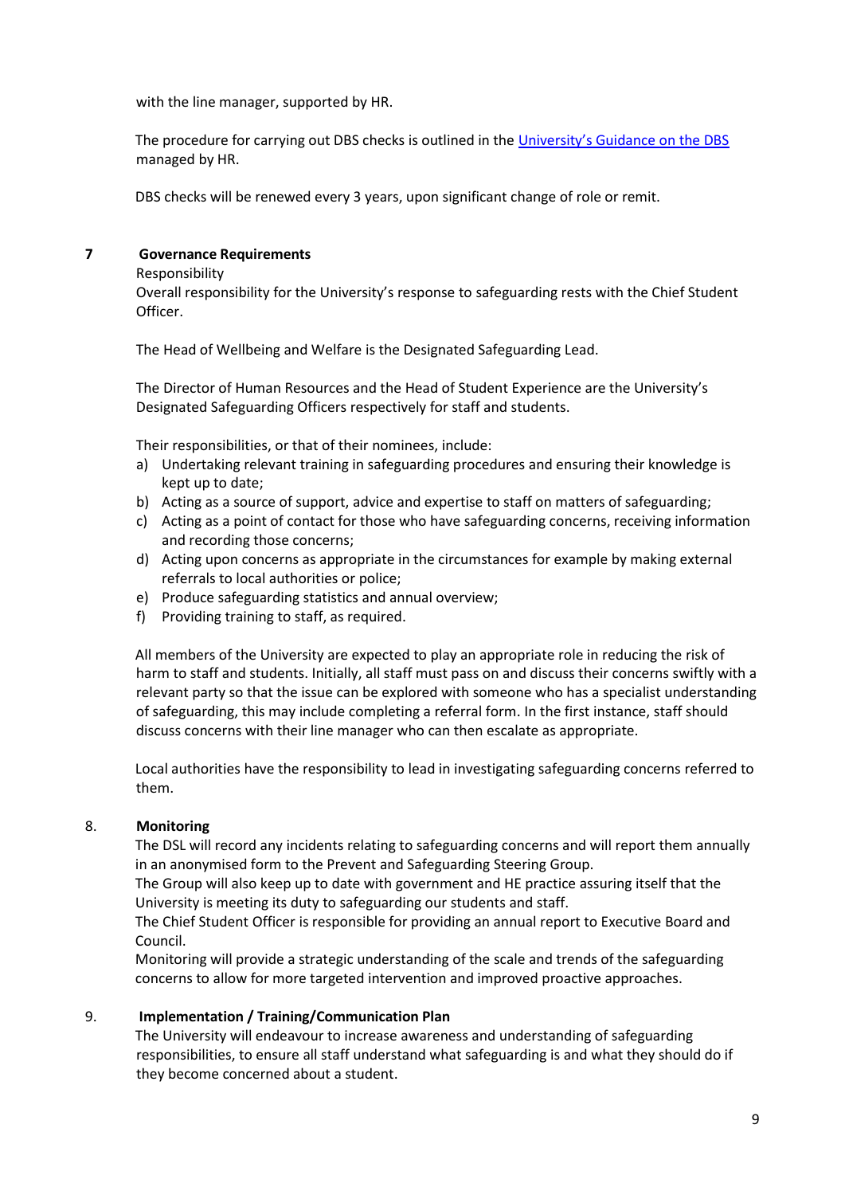with the line manager, supported by HR.

The procedure for carrying out DBS checks is outlined in the [University's Guidance on the DBS]() managed by HR.

DBS checks will be renewed every 3 years, upon significant change of role or remit.

## 7 Governance Requirements

Responsibility

Overall responsibility for the University's response to safeguarding rests with the Chief Student Officer.

The Head of Wellbeing and Welfare is the Designated Safeguarding Lead.

The Director of Human Resources and the Head of Student Experience are the University's Designated Safeguarding Officers respectively for staff and students.

Their responsibilities, or that of their nominees, include:

a) Undertaking relevant training in safeguarding procedures and ensuring their knowledge is kept up to date;
b) Acting as a source of support, advice and expertise to staff on matters of safeguarding;
c) Acting as a point of contact for those who have safeguarding concerns, receiving information and recording those concerns;
d) Acting upon concerns as appropriate in the circumstances for example by making external referrals to local authorities or police;
e) Produce safeguarding statistics and annual overview;
f) Providing training to staff, as required.

All members of the University are expected to play an appropriate role in reducing the risk of harm to staff and students. Initially, all staff must pass on and discuss their concerns swiftly with a relevant party so that the issue can be explored with someone who has a specialist understanding of safeguarding, this may include completing a referral form. In the first instance, staff should discuss concerns with their line manager who can then escalate as appropriate.

Local authorities have the responsibility to lead in investigating safeguarding concerns referred to them.

## 8. Monitoring

The DSL will record any incidents relating to safeguarding concerns and will report them annually in an anonymised form to the Prevent and Safeguarding Steering Group.

The Group will also keep up to date with government and HE practice assuring itself that the University is meeting its duty to safeguarding our students and staff.

The Chief Student Officer is responsible for providing an annual report to Executive Board and Council.

Monitoring will provide a strategic understanding of the scale and trends of the safeguarding concerns to allow for more targeted intervention and improved proactive approaches.

## 9. Implementation / Training/Communication Plan

The University will endeavour to increase awareness and understanding of safeguarding responsibilities, to ensure all staff understand what safeguarding is and what they should do if they become concerned about a student.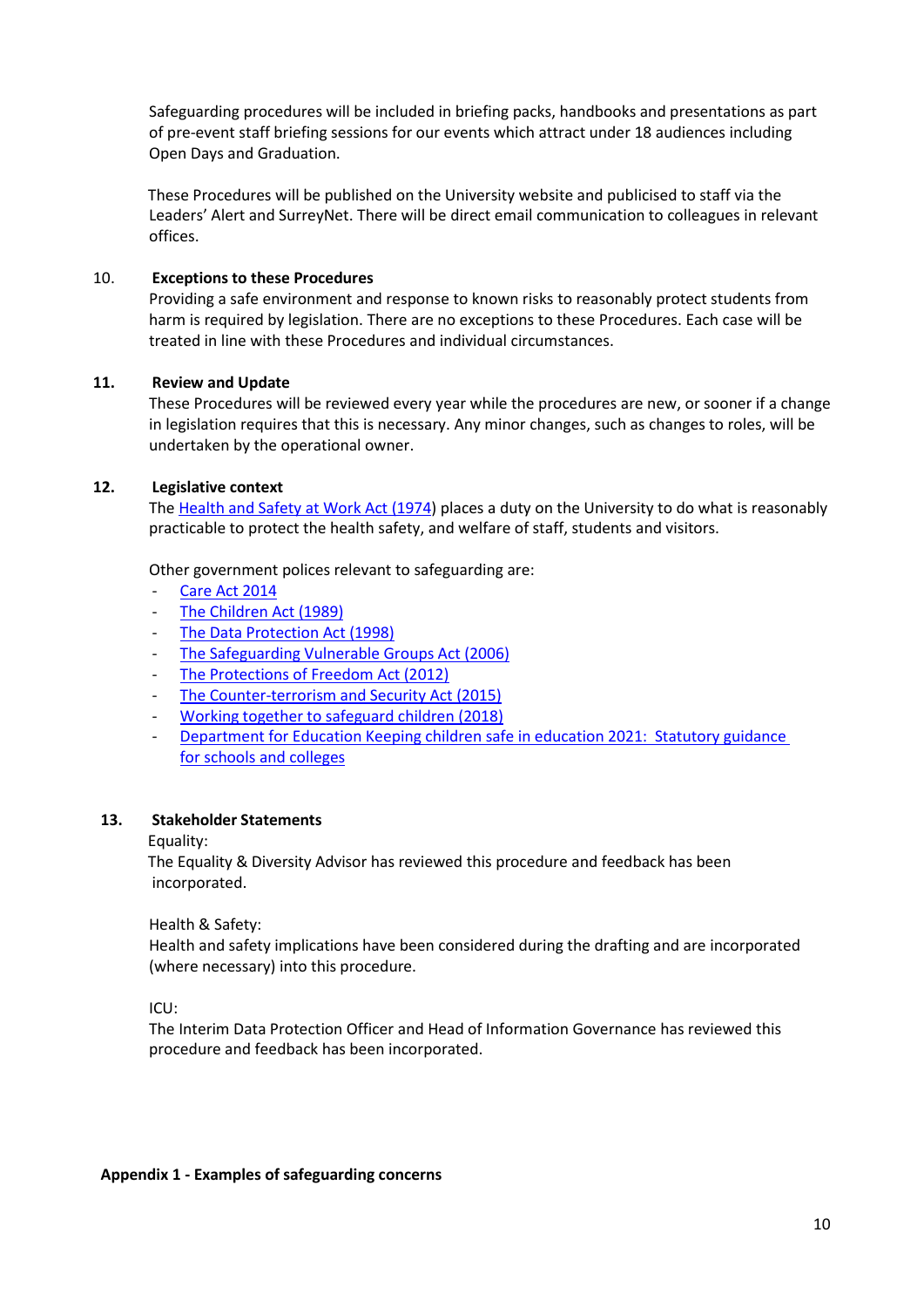Safeguarding procedures will be included in briefing packs, handbooks and presentations as part of pre-event staff briefing sessions for our events which attract under 18 audiences including Open Days and Graduation.

These Procedures will be published on the University website and publicised to staff via the Leaders' Alert and SurreyNet. There will be direct email communication to colleagues in relevant offices.

## 10. Exceptions to these Procedures

Providing a safe environment and response to known risks to reasonably protect students from harm is required by legislation. There are no exceptions to these Procedures. Each case will be treated in line with these Procedures and individual circumstances.

## 11. Review and Update

These Procedures will be reviewed every year while the procedures are new, or sooner if a change in legislation requires that this is necessary. Any minor changes, such as changes to roles, will be undertaken by the operational owner.

## 12. Legislative context

The Health and Safety at Work Act (1974) places a duty on the University to do what is reasonably practicable to protect the health safety, and welfare of staff, students and visitors.

Other government polices relevant to safeguarding are:

- Care Act 2014
- The Children Act (1989)
- The Data Protection Act (1998)
- The Safeguarding Vulnerable Groups Act (2006)
- The Protections of Freedom Act (2012)
- The Counter-terrorism and Security Act (2015)
- Working together to safeguard children (2018)
- Department for Education Keeping children safe in education 2021: Statutory guidance for schools and colleges

## 13. Stakeholder Statements

Equality:
The Equality & Diversity Advisor has reviewed this procedure and feedback has been incorporated.

Health & Safety:
Health and safety implications have been considered during the drafting and are incorporated (where necessary) into this procedure.

ICU:
The Interim Data Protection Officer and Head of Information Governance has reviewed this procedure and feedback has been incorporated.

**Appendix 1 - Examples of safeguarding concerns**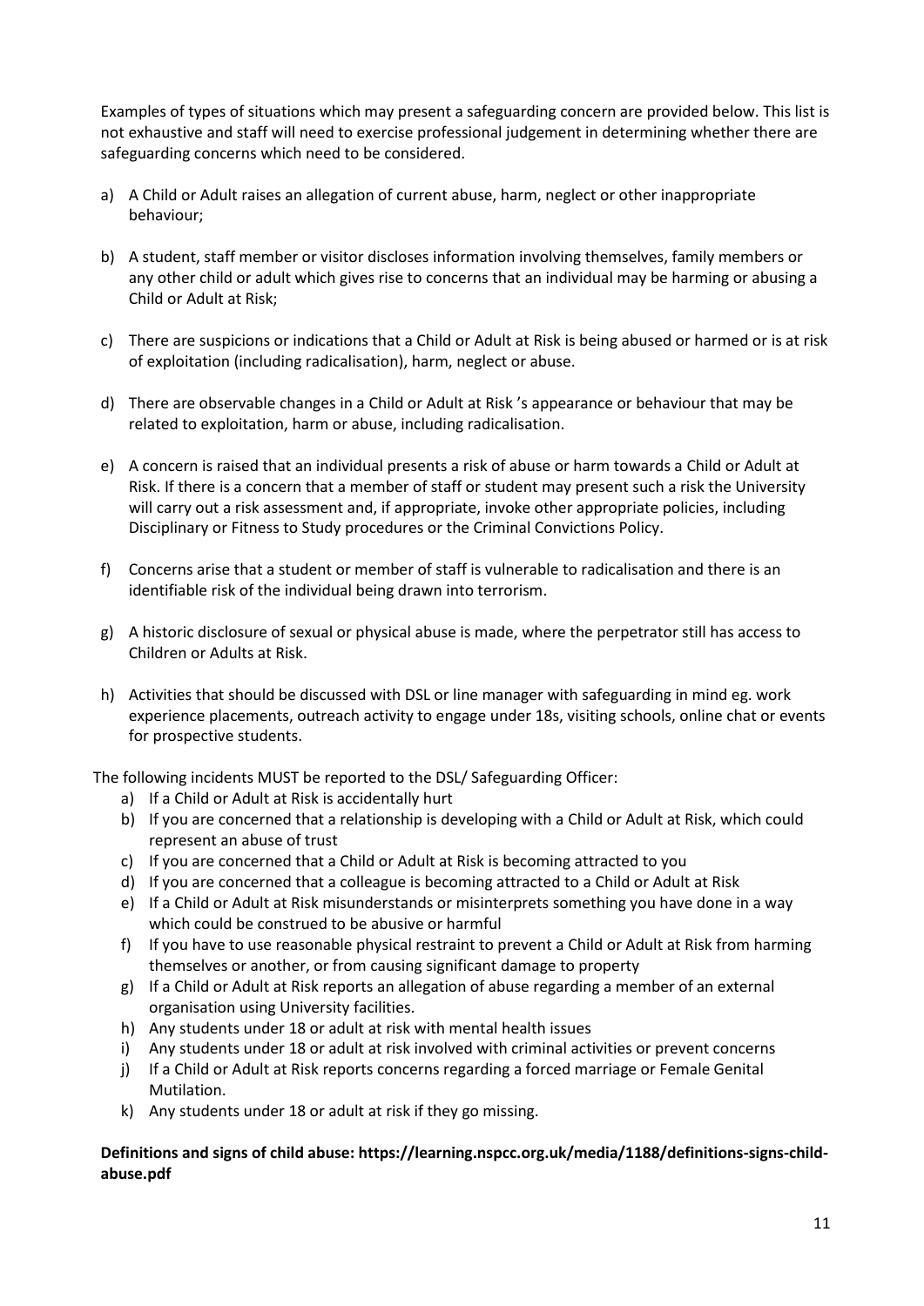Examples of types of situations which may present a safeguarding concern are provided below. This list is not exhaustive and staff will need to exercise professional judgement in determining whether there are safeguarding concerns which need to be considered.

a) A Child or Adult raises an allegation of current abuse, harm, neglect or other inappropriate behaviour;

b) A student, staff member or visitor discloses information involving themselves, family members or any other child or adult which gives rise to concerns that an individual may be harming or abusing a Child or Adult at Risk;

c) There are suspicions or indications that a Child or Adult at Risk is being abused or harmed or is at risk of exploitation (including radicalisation), harm, neglect or abuse.

d) There are observable changes in a Child or Adult at Risk 's appearance or behaviour that may be related to exploitation, harm or abuse, including radicalisation.

e) A concern is raised that an individual presents a risk of abuse or harm towards a Child or Adult at Risk. If there is a concern that a member of staff or student may present such a risk the University will carry out a risk assessment and, if appropriate, invoke other appropriate policies, including Disciplinary or Fitness to Study procedures or the Criminal Convictions Policy.

f) Concerns arise that a student or member of staff is vulnerable to radicalisation and there is an identifiable risk of the individual being drawn into terrorism.

g) A historic disclosure of sexual or physical abuse is made, where the perpetrator still has access to Children or Adults at Risk.

h) Activities that should be discussed with DSL or line manager with safeguarding in mind eg. work experience placements, outreach activity to engage under 18s, visiting schools, online chat or events for prospective students.

The following incidents MUST be reported to the DSL/ Safeguarding Officer:

a) If a Child or Adult at Risk is accidentally hurt
b) If you are concerned that a relationship is developing with a Child or Adult at Risk, which could represent an abuse of trust
c) If you are concerned that a Child or Adult at Risk is becoming attracted to you
d) If you are concerned that a colleague is becoming attracted to a Child or Adult at Risk
e) If a Child or Adult at Risk misunderstands or misinterprets something you have done in a way which could be construed to be abusive or harmful
f) If you have to use reasonable physical restraint to prevent a Child or Adult at Risk from harming themselves or another, or from causing significant damage to property
g) If a Child or Adult at Risk reports an allegation of abuse regarding a member of an external organisation using University facilities.
h) Any students under 18 or adult at risk with mental health issues
i) Any students under 18 or adult at risk involved with criminal activities or prevent concerns
j) If a Child or Adult at Risk reports concerns regarding a forced marriage or Female Genital Mutilation.
k) Any students under 18 or adult at risk if they go missing.

**Definitions and signs of child abuse: https://learning.nspcc.org.uk/media/1188/definitions-signs-child-abuse.pdf**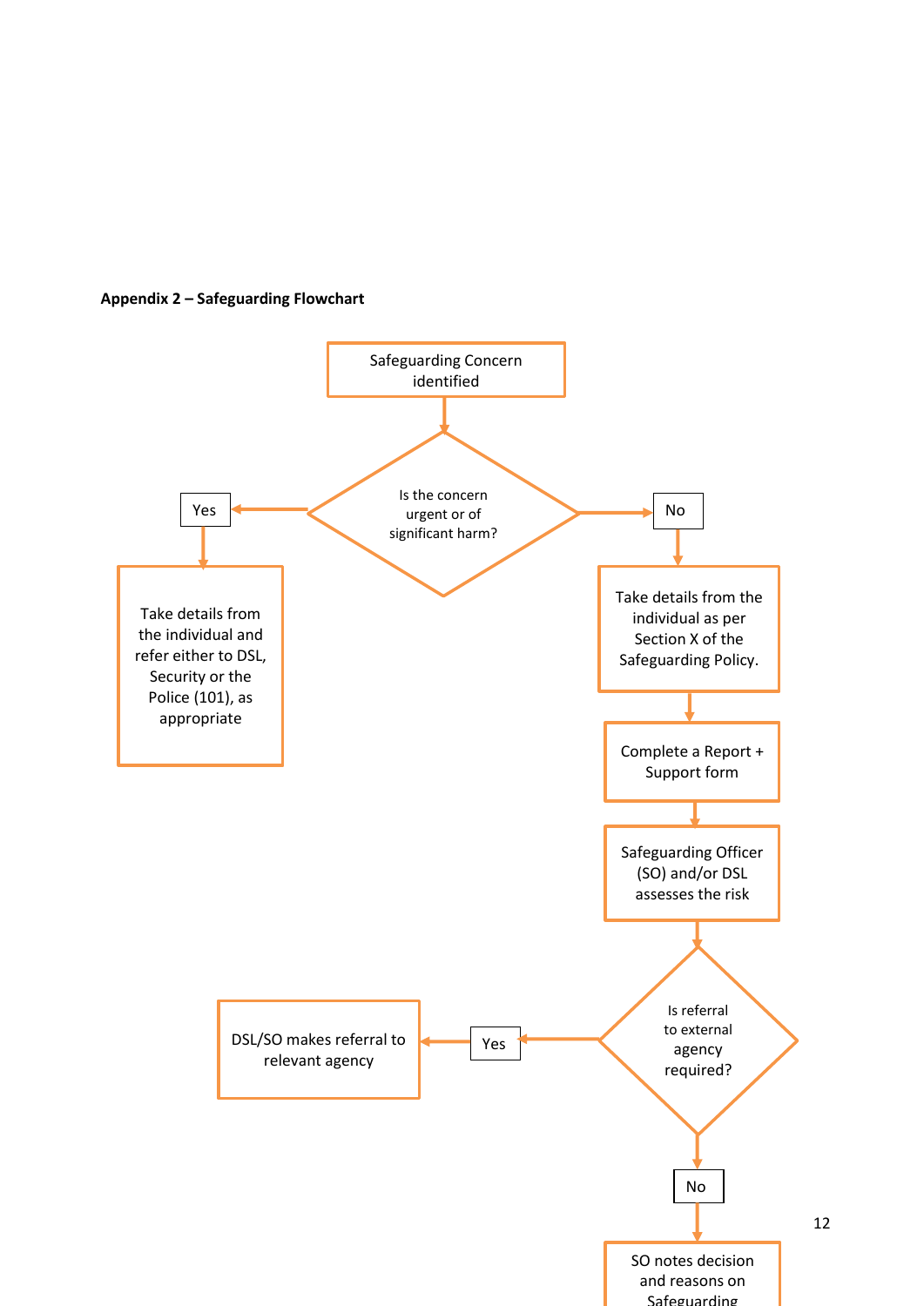**Appendix 2 – Safeguarding Flowchart**

Safeguarding Concern identified

Is the concern urgent or of significant harm?

Yes

Take details from the individual and refer either to DSL, Security or the Police (101), as appropriate

No

Take details from the individual as per Section X of the Safeguarding Policy.

Complete a Report + Support form

Safeguarding Officer (SO) and/or DSL assesses the risk

Is referral to external agency required?

Yes

DSL/SO makes referral to relevant agency

No

SO notes decision and reasons on Safeguarding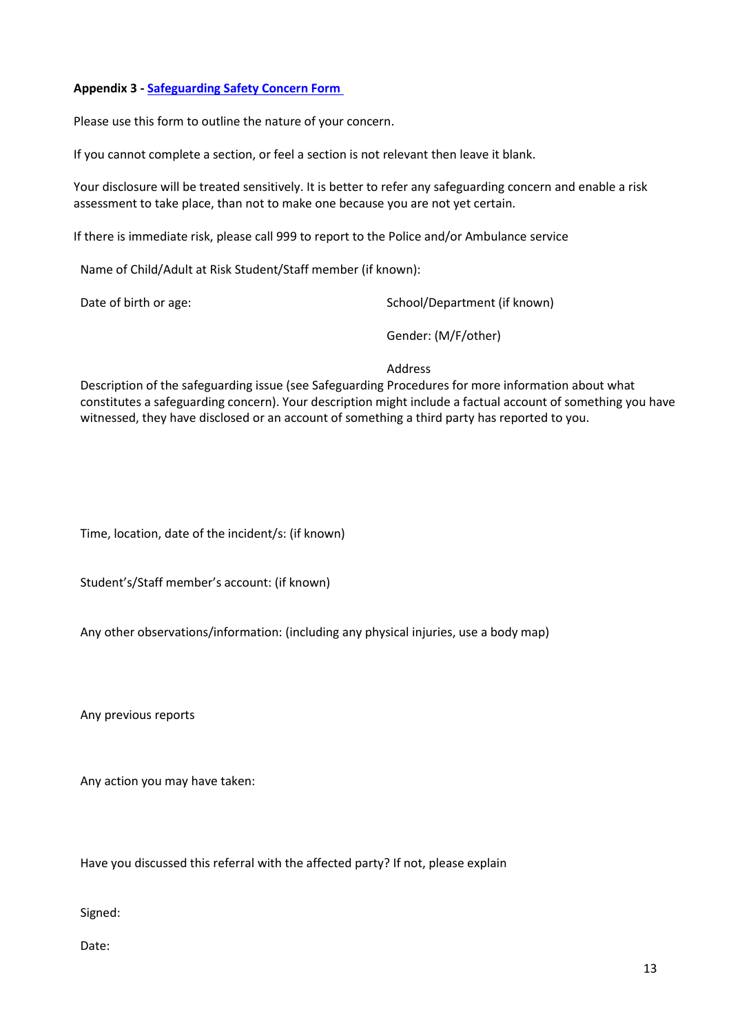**Appendix 3 - [Safeguarding Safety Concern Form](#)**

Please use this form to outline the nature of your concern.

If you cannot complete a section, or feel a section is not relevant then leave it blank.

Your disclosure will be treated sensitively. It is better to refer any safeguarding concern and enable a risk assessment to take place, than not to make one because you are not yet certain.

If there is immediate risk, please call 999 to report to the Police and/or Ambulance service

Name of Child/Adult at Risk Student/Staff member (if known):

Date of birth or age:

School/Department (if known)

Gender: (M/F/other)

Address

Description of the safeguarding issue (see Safeguarding Procedures for more information about what constitutes a safeguarding concern). Your description might include a factual account of something you have witnessed, they have disclosed or an account of something a third party has reported to you.

Time, location, date of the incident/s: (if known)

Student's/Staff member's account: (if known)

Any other observations/information: (including any physical injuries, use a body map)

Any previous reports

Any action you may have taken:

Have you discussed this referral with the affected party? If not, please explain

Signed:

Date: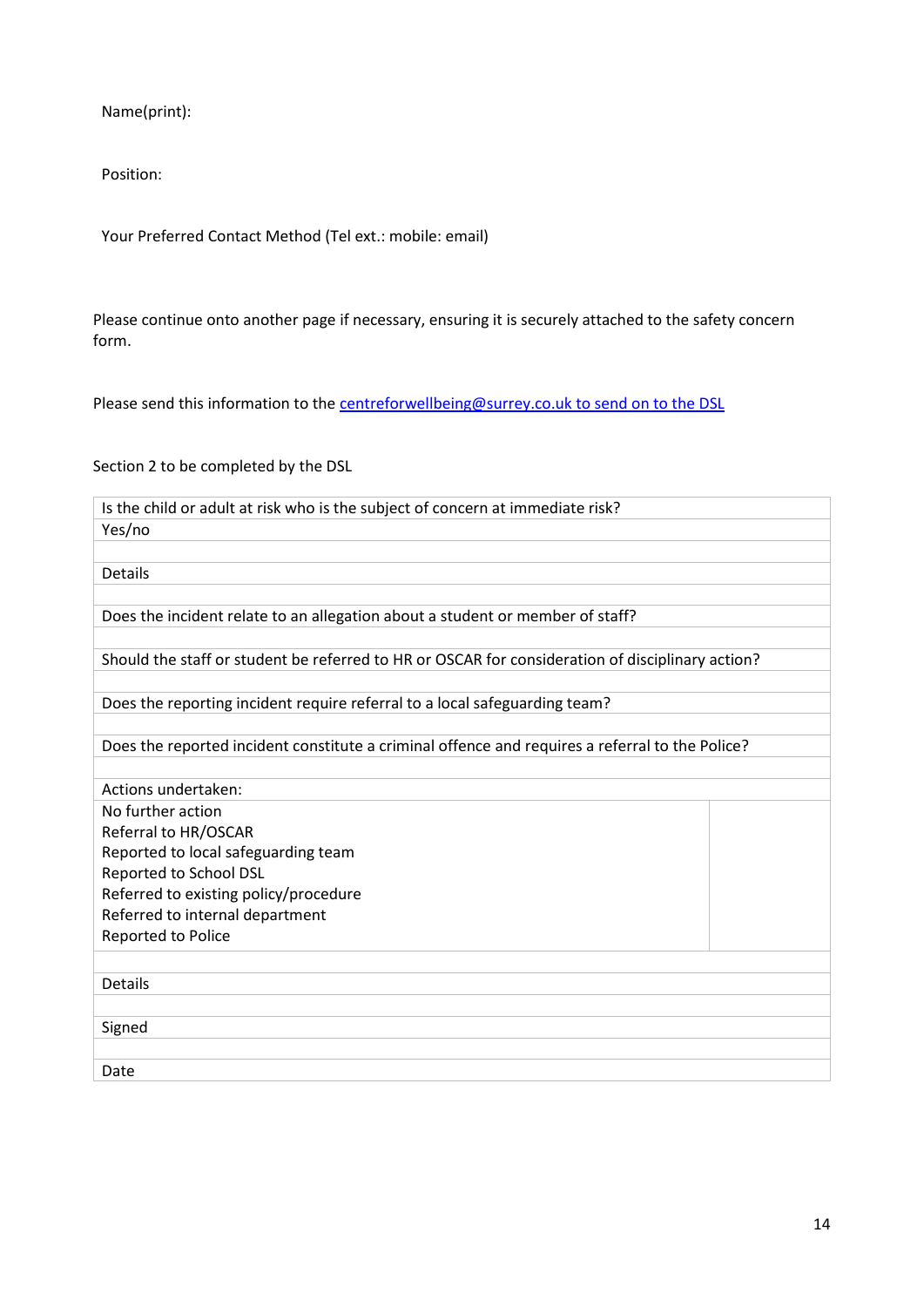Name(print):

Position:

Your Preferred Contact Method (Tel ext.: mobile: email)

Please continue onto another page if necessary, ensuring it is securely attached to the safety concern form.

Please send this information to the [centreforwellbeing@surrey.co.uk to send on to the DSL](mailto:centreforwellbeing@surrey.co.uk)

Section 2 to be completed by the DSL

| | |
|---|---|
| Is the child or adult at risk who is the subject of concern at immediate risk? | |
| Yes/no | |
| | |
| Details | |
| | |
| Does the incident relate to an allegation about a student or member of staff? | |
| | |
| Should the staff or student be referred to HR or OSCAR for consideration of disciplinary action? | |
| | |
| Does the reporting incident require referral to a local safeguarding team? | |
| | |
| Does the reported incident constitute a criminal offence and requires a referral to the Police? | |
| | |
| Actions undertaken: | |
| No further action<br>Referral to HR/OSCAR<br>Reported to local safeguarding team<br>Reported to School DSL<br>Referred to existing policy/procedure<br>Referred to internal department<br>Reported to Police | |
| | |
| Details | |
| | |
| Signed | |
| | |
| Date | |